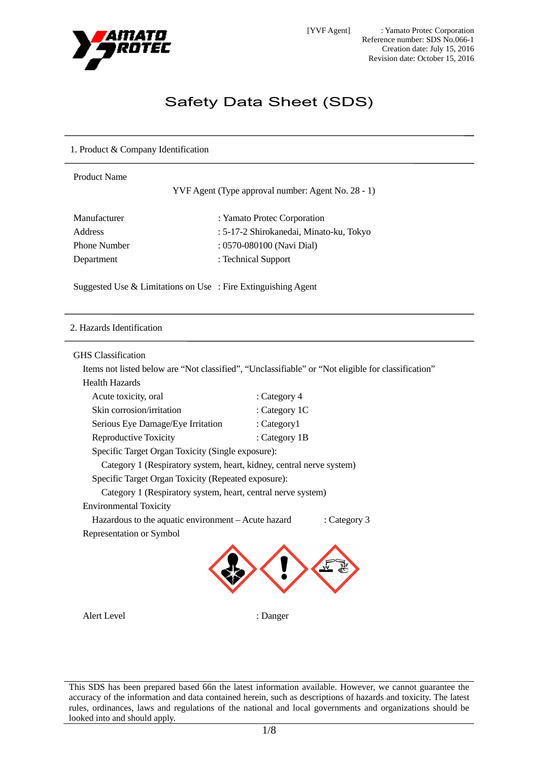[YVF Agent] : Yamato Protec Corporation
Reference number: SDS No.066-1
Creation date: July 15, 2016
Revision date: October 15, 2016

# Safety Data Sheet (SDS)

## 1. Product & Company Identification

Product Name

YVF Agent (Type approval number: Agent No. 28 - 1)

Manufacturer : Yamato Protec Corporation
Address : 5-17-2 Shirokanedai, Minato-ku, Tokyo
Phone Number : 0570-080100 (Navi Dial)
Department : Technical Support

Suggested Use & Limitations on Use : Fire Extinguishing Agent

## 2. Hazards Identification

GHS Classification

Items not listed below are "Not classified", "Unclassifiable" or "Not eligible for classification"

Health Hazards

- Acute toxicity, oral : Category 4
- Skin corrosion/irritation : Category 1C
- Serious Eye Damage/Eye Irritation : Category1
- Reproductive Toxicity : Category 1B
- Specific Target Organ Toxicity (Single exposure):
  - Category 1 (Respiratory system, heart, kidney, central nerve system)
- Specific Target Organ Toxicity (Repeated exposure):
  - Category 1 (Respiratory system, heart, central nerve system)

Environmental Toxicity

- Hazardous to the aquatic environment – Acute hazard : Category 3

Representation or Symbol

Alert Level : Danger

This SDS has been prepared based 66n the latest information available. However, we cannot guarantee the accuracy of the information and data contained herein, such as descriptions of hazards and toxicity. The latest rules, ordinances, laws and regulations of the national and local governments and organizations should be looked into and should apply.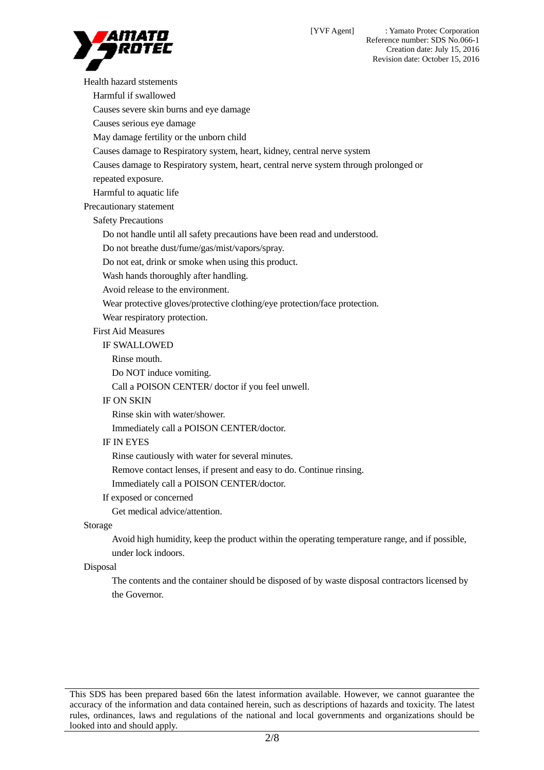Health hazard ststements

- Harmful if swallowed
- Causes severe skin burns and eye damage
- Causes serious eye damage
- May damage fertility or the unborn child
- Causes damage to Respiratory system, heart, kidney, central nerve system
- Causes damage to Respiratory system, heart, central nerve system through prolonged or repeated exposure.
- Harmful to aquatic life

Precautionary statement

Safety Precautions

- Do not handle until all safety precautions have been read and understood.
- Do not breathe dust/fume/gas/mist/vapors/spray.
- Do not eat, drink or smoke when using this product.
- Wash hands thoroughly after handling.
- Avoid release to the environment.
- Wear protective gloves/protective clothing/eye protection/face protection.
- Wear respiratory protection.

First Aid Measures

IF SWALLOWED

- Rinse mouth.
- Do NOT induce vomiting.
- Call a POISON CENTER/ doctor if you feel unwell.

IF ON SKIN

- Rinse skin with water/shower.
- Immediately call a POISON CENTER/doctor.

IF IN EYES

- Rinse cautiously with water for several minutes.
- Remove contact lenses, if present and easy to do. Continue rinsing.
- Immediately call a POISON CENTER/doctor.

If exposed or concerned

- Get medical advice/attention.

Storage

Avoid high humidity, keep the product within the operating temperature range, and if possible, under lock indoors.

Disposal

The contents and the container should be disposed of by waste disposal contractors licensed by the Governor.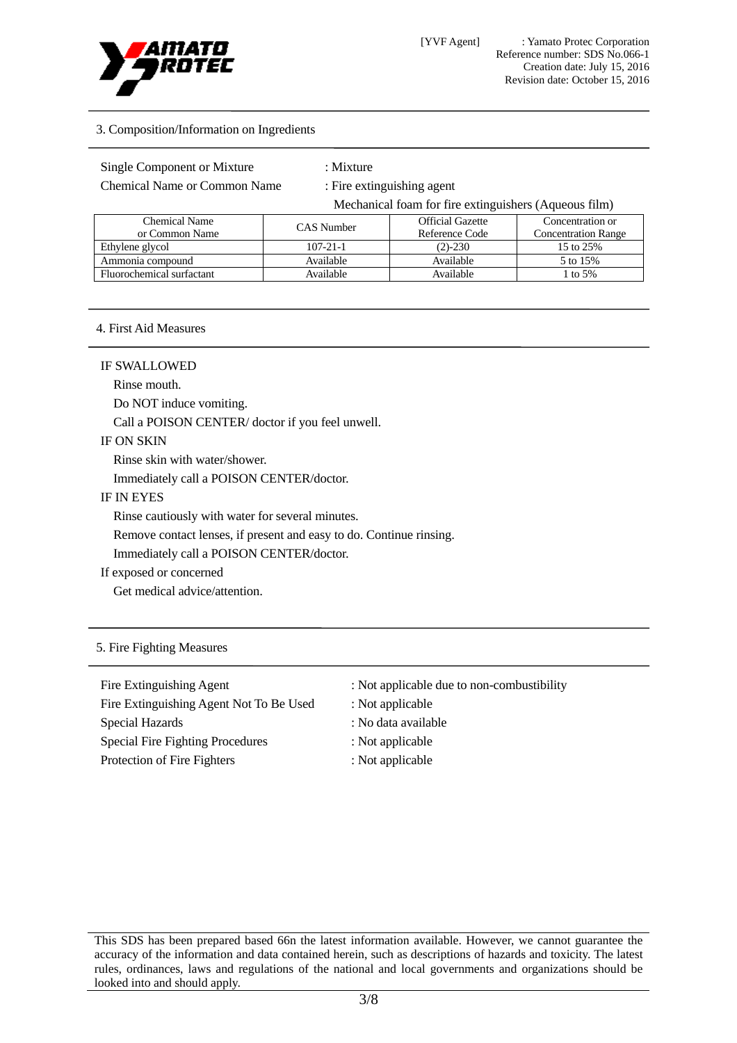## 3. Composition/Information on Ingredients

Single Component or Mixture : Mixture

Chemical Name or Common Name : Fire extinguishing agent

Mechanical foam for fire extinguishers (Aqueous film)

| Chemical Name or Common Name | CAS Number | Official Gazette Reference Code | Concentration or Concentration Range |
|---|---|---|---|
| Ethylene glycol | 107-21-1 | (2)-230 | 15 to 25% |
| Ammonia compound | Available | Available | 5 to 15% |
| Fluorochemical surfactant | Available | Available | 1 to 5% |

## 4. First Aid Measures

IF SWALLOWED

- Rinse mouth.
- Do NOT induce vomiting.
- Call a POISON CENTER/ doctor if you feel unwell.

IF ON SKIN

- Rinse skin with water/shower.
- Immediately call a POISON CENTER/doctor.

IF IN EYES

- Rinse cautiously with water for several minutes.
- Remove contact lenses, if present and easy to do. Continue rinsing.
- Immediately call a POISON CENTER/doctor.

If exposed or concerned

- Get medical advice/attention.

## 5. Fire Fighting Measures

Fire Extinguishing Agent : Not applicable due to non-combustibility

Fire Extinguishing Agent Not To Be Used : Not applicable

Special Hazards : No data available

Special Fire Fighting Procedures : Not applicable

Protection of Fire Fighters : Not applicable

This SDS has been prepared based 66n the latest information available. However, we cannot guarantee the accuracy of the information and data contained herein, such as descriptions of hazards and toxicity. The latest rules, ordinances, laws and regulations of the national and local governments and organizations should be looked into and should apply.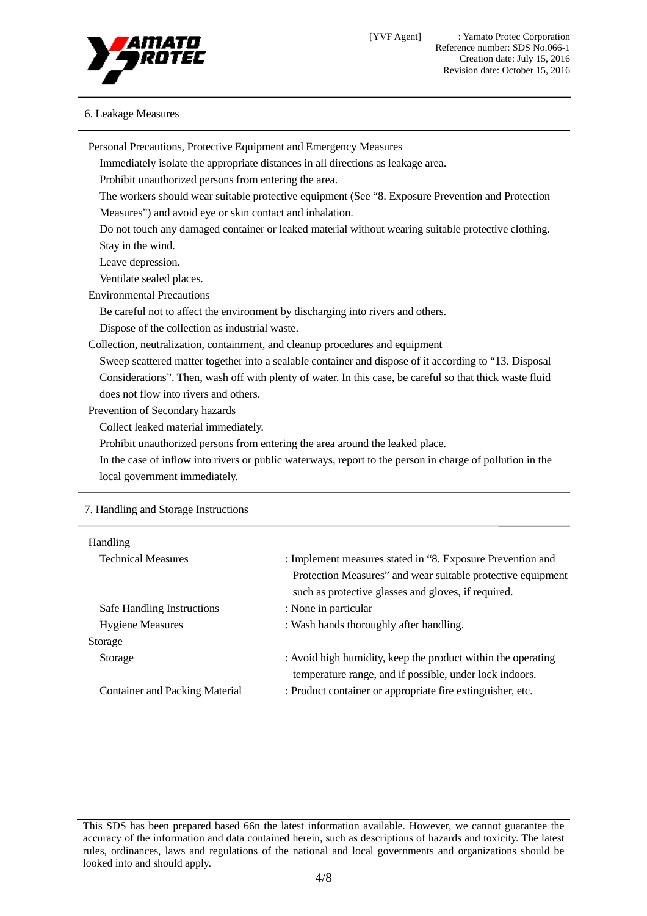## 6. Leakage Measures

Personal Precautions, Protective Equipment and Emergency Measures

Immediately isolate the appropriate distances in all directions as leakage area.

Prohibit unauthorized persons from entering the area.

The workers should wear suitable protective equipment (See "8. Exposure Prevention and Protection Measures") and avoid eye or skin contact and inhalation.

Do not touch any damaged container or leaked material without wearing suitable protective clothing.

Stay in the wind.

Leave depression.

Ventilate sealed places.

Environmental Precautions

Be careful not to affect the environment by discharging into rivers and others.

Dispose of the collection as industrial waste.

Collection, neutralization, containment, and cleanup procedures and equipment

Sweep scattered matter together into a sealable container and dispose of it according to "13. Disposal Considerations". Then, wash off with plenty of water. In this case, be careful so that thick waste fluid does not flow into rivers and others.

Prevention of Secondary hazards

Collect leaked material immediately.

Prohibit unauthorized persons from entering the area around the leaked place.

In the case of inflow into rivers or public waterways, report to the person in charge of pollution in the local government immediately.

## 7. Handling and Storage Instructions

Handling

| | |
|---|---|
| Technical Measures | : Implement measures stated in "8. Exposure Prevention and Protection Measures" and wear suitable protective equipment such as protective glasses and gloves, if required. |
| Safe Handling Instructions | : None in particular |
| Hygiene Measures | : Wash hands thoroughly after handling. |

Storage

| | |
|---|---|
| Storage | : Avoid high humidity, keep the product within the operating temperature range, and if possible, under lock indoors. |
| Container and Packing Material | : Product container or appropriate fire extinguisher, etc. |

This SDS has been prepared based 66n the latest information available. However, we cannot guarantee the accuracy of the information and data contained herein, such as descriptions of hazards and toxicity. The latest rules, ordinances, laws and regulations of the national and local governments and organizations should be looked into and should apply.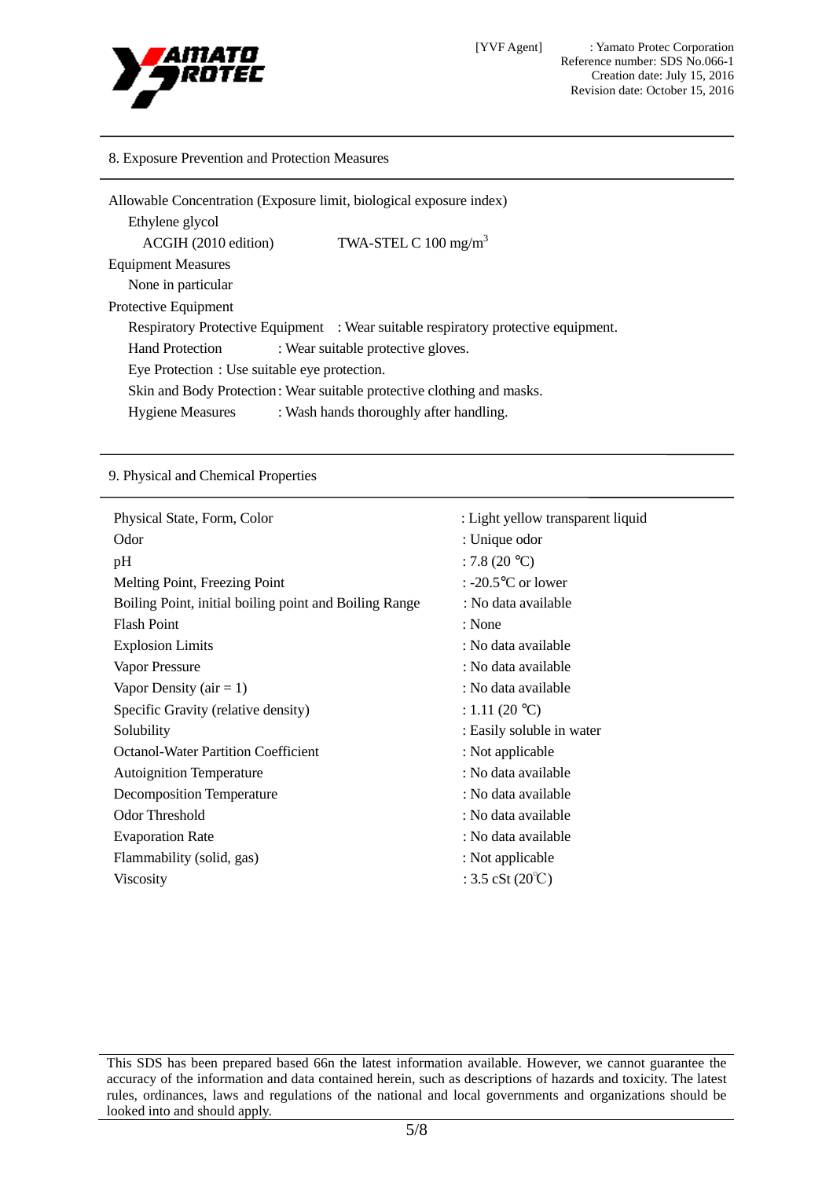## 8. Exposure Prevention and Protection Measures

Allowable Concentration (Exposure limit, biological exposure index)

Ethylene glycol

ACGIH (2010 edition) TWA-STEL C 100 mg/$m^3$

Equipment Measures

None in particular

Protective Equipment

Respiratory Protective Equipment : Wear suitable respiratory protective equipment.

Hand Protection : Wear suitable protective gloves.

Eye Protection : Use suitable eye protection.

Skin and Body Protection : Wear suitable protective clothing and masks.

Hygiene Measures : Wash hands thoroughly after handling.

## 9. Physical and Chemical Properties

| Property | Value |
|---|---|
| Physical State, Form, Color | : Light yellow transparent liquid |
| Odor | : Unique odor |
| pH | : 7.8 (20 ℃) |
| Melting Point, Freezing Point | : -20.5℃ or lower |
| Boiling Point, initial boiling point and Boiling Range | : No data available |
| Flash Point | : None |
| Explosion Limits | : No data available |
| Vapor Pressure | : No data available |
| Vapor Density (air = 1) | : No data available |
| Specific Gravity (relative density) | : 1.11 (20 ℃) |
| Solubility | : Easily soluble in water |
| Octanol-Water Partition Coefficient | : Not applicable |
| Autoignition Temperature | : No data available |
| Decomposition Temperature | : No data available |
| Odor Threshold | : No data available |
| Evaporation Rate | : No data available |
| Flammability (solid, gas) | : Not applicable |
| Viscosity | : 3.5 cSt (20℃) |

This SDS has been prepared based 66n the latest information available. However, we cannot guarantee the accuracy of the information and data contained herein, such as descriptions of hazards and toxicity. The latest rules, ordinances, laws and regulations of the national and local governments and organizations should be looked into and should apply.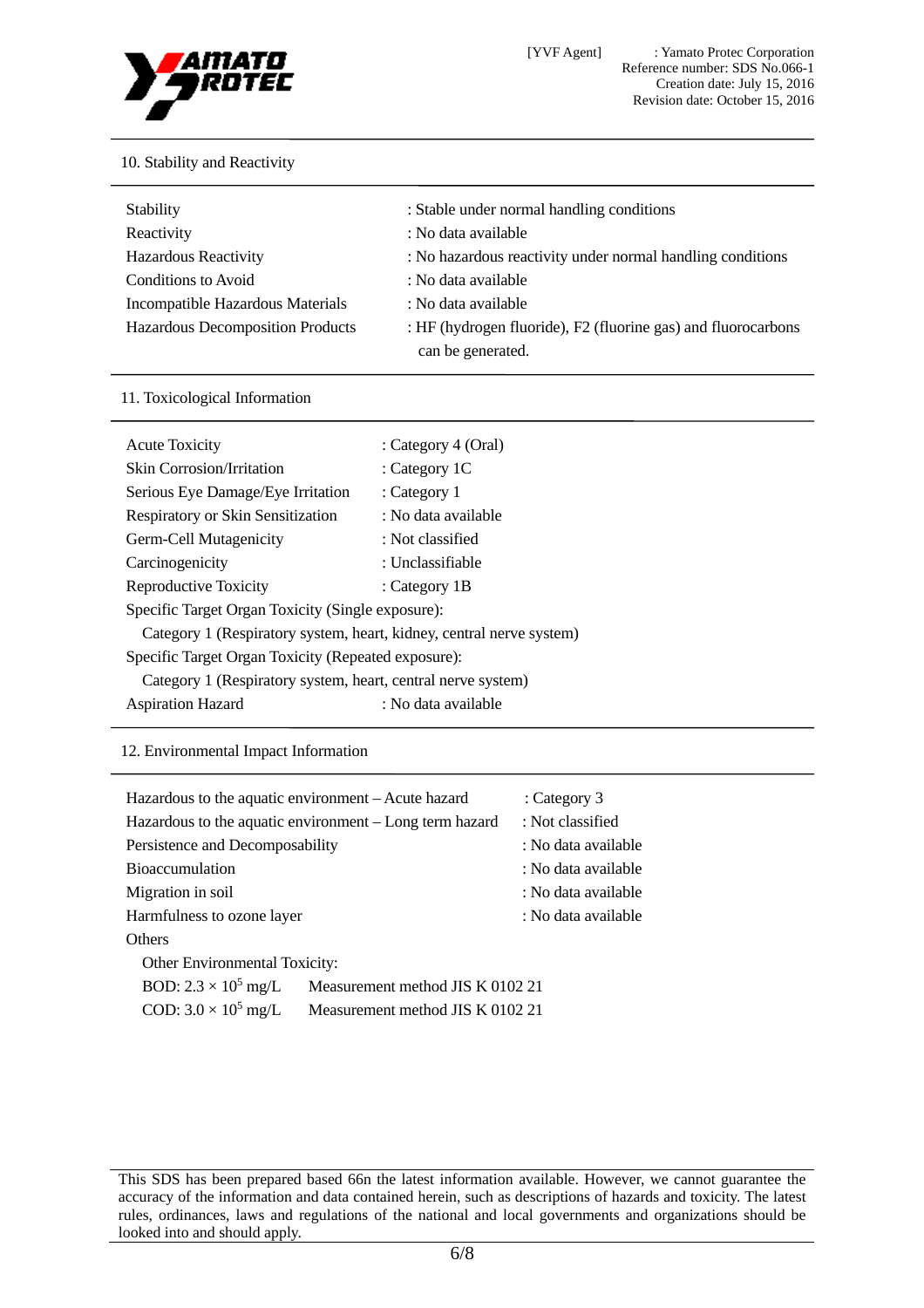## 10. Stability and Reactivity

| | |
|---|---|
| Stability | : Stable under normal handling conditions |
| Reactivity | : No data available |
| Hazardous Reactivity | : No hazardous reactivity under normal handling conditions |
| Conditions to Avoid | : No data available |
| Incompatible Hazardous Materials | : No data available |
| Hazardous Decomposition Products | : HF (hydrogen fluoride), F2 (fluorine gas) and fluorocarbons can be generated. |

## 11. Toxicological Information

| | |
|---|---|
| Acute Toxicity | : Category 4 (Oral) |
| Skin Corrosion/Irritation | : Category 1C |
| Serious Eye Damage/Eye Irritation | : Category 1 |
| Respiratory or Skin Sensitization | : No data available |
| Germ-Cell Mutagenicity | : Not classified |
| Carcinogenicity | : Unclassifiable |
| Reproductive Toxicity | : Category 1B |

Specific Target Organ Toxicity (Single exposure):

Category 1 (Respiratory system, heart, kidney, central nerve system)

Specific Target Organ Toxicity (Repeated exposure):

Category 1 (Respiratory system, heart, central nerve system)

Aspiration Hazard : No data available

## 12. Environmental Impact Information

| | |
|---|---|
| Hazardous to the aquatic environment – Acute hazard | : Category 3 |
| Hazardous to the aquatic environment – Long term hazard | : Not classified |
| Persistence and Decomposability | : No data available |
| Bioaccumulation | : No data available |
| Migration in soil | : No data available |
| Harmfulness to ozone layer | : No data available |

Others

Other Environmental Toxicity:

BOD: $2.3 \times 10^5$ mg/L Measurement method JIS K 0102 21

COD: $3.0 \times 10^5$ mg/L Measurement method JIS K 0102 21

This SDS has been prepared based 66n the latest information available. However, we cannot guarantee the accuracy of the information and data contained herein, such as descriptions of hazards and toxicity. The latest rules, ordinances, laws and regulations of the national and local governments and organizations should be looked into and should apply.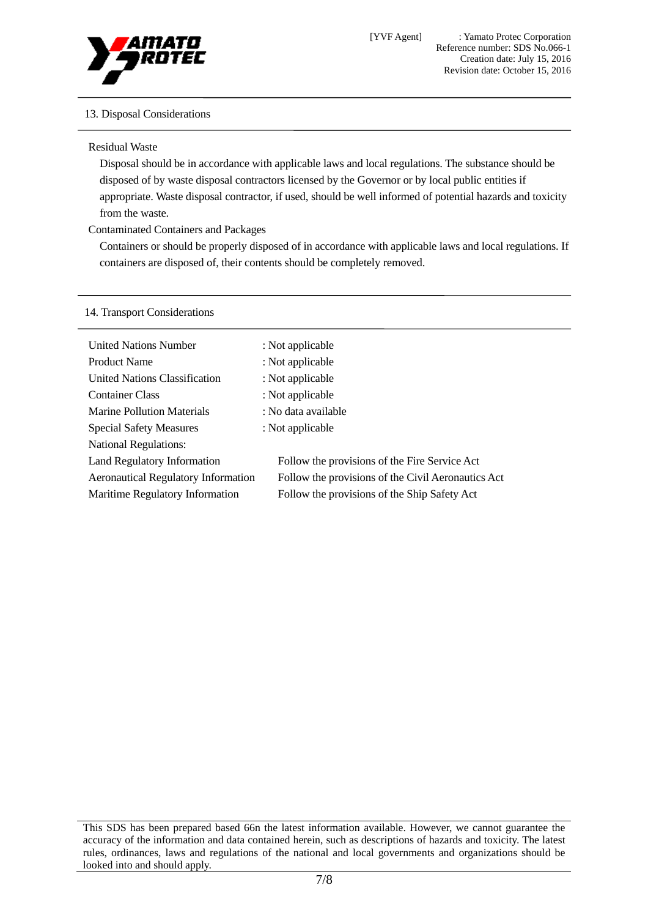## 13. Disposal Considerations

Residual Waste

Disposal should be in accordance with applicable laws and local regulations. The substance should be disposed of by waste disposal contractors licensed by the Governor or by local public entities if appropriate. Waste disposal contractor, if used, should be well informed of potential hazards and toxicity from the waste.

Contaminated Containers and Packages

Containers or should be properly disposed of in accordance with applicable laws and local regulations. If containers are disposed of, their contents should be completely removed.

## 14. Transport Considerations

| | |
|---|---|
| United Nations Number | : Not applicable |
| Product Name | : Not applicable |
| United Nations Classification | : Not applicable |
| Container Class | : Not applicable |
| Marine Pollution Materials | : No data available |
| Special Safety Measures | : Not applicable |
| National Regulations: | |
| Land Regulatory Information | Follow the provisions of the Fire Service Act |
| Aeronautical Regulatory Information | Follow the provisions of the Civil Aeronautics Act |
| Maritime Regulatory Information | Follow the provisions of the Ship Safety Act |

This SDS has been prepared based 66n the latest information available. However, we cannot guarantee the accuracy of the information and data contained herein, such as descriptions of hazards and toxicity. The latest rules, ordinances, laws and regulations of the national and local governments and organizations should be looked into and should apply.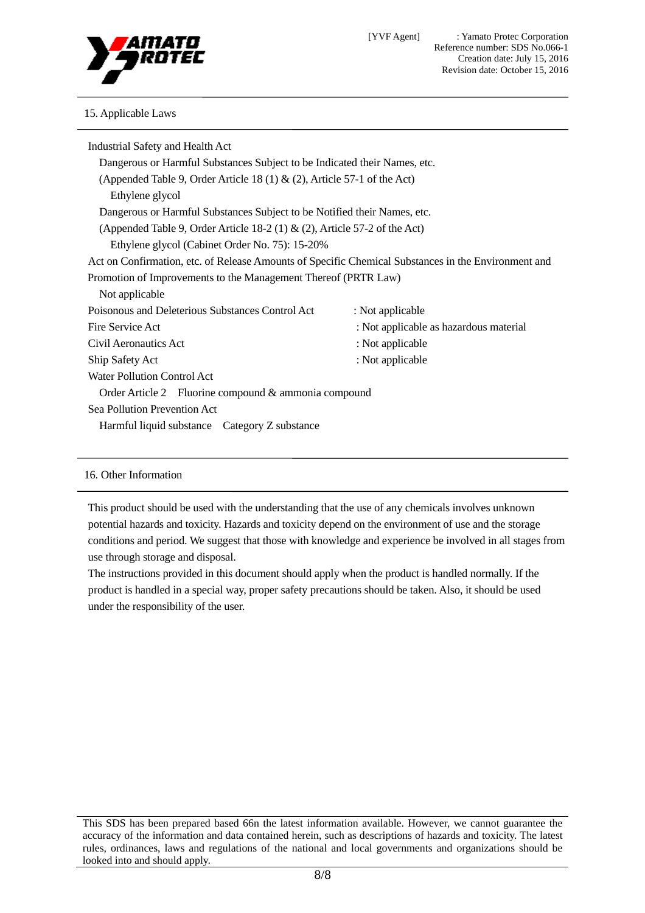## 15. Applicable Laws

Industrial Safety and Health Act

Dangerous or Harmful Substances Subject to be Indicated their Names, etc.

(Appended Table 9, Order Article 18 (1) & (2), Article 57-1 of the Act)

Ethylene glycol

Dangerous or Harmful Substances Subject to be Notified their Names, etc.

(Appended Table 9, Order Article 18-2 (1) & (2), Article 57-2 of the Act)

Ethylene glycol (Cabinet Order No. 75): 15-20%

Act on Confirmation, etc. of Release Amounts of Specific Chemical Substances in the Environment and Promotion of Improvements to the Management Thereof (PRTR Law)

Not applicable

Poisonous and Deleterious Substances Control Act : Not applicable

Fire Service Act : Not applicable as hazardous material

Civil Aeronautics Act : Not applicable

Ship Safety Act : Not applicable

Water Pollution Control Act

Order Article 2 Fluorine compound & ammonia compound

Sea Pollution Prevention Act

Harmful liquid substance Category Z substance

## 16. Other Information

This product should be used with the understanding that the use of any chemicals involves unknown potential hazards and toxicity. Hazards and toxicity depend on the environment of use and the storage conditions and period. We suggest that those with knowledge and experience be involved in all stages from use through storage and disposal.

The instructions provided in this document should apply when the product is handled normally. If the product is handled in a special way, proper safety precautions should be taken. Also, it should be used under the responsibility of the user.

This SDS has been prepared based 66n the latest information available. However, we cannot guarantee the accuracy of the information and data contained herein, such as descriptions of hazards and toxicity. The latest rules, ordinances, laws and regulations of the national and local governments and organizations should be looked into and should apply.